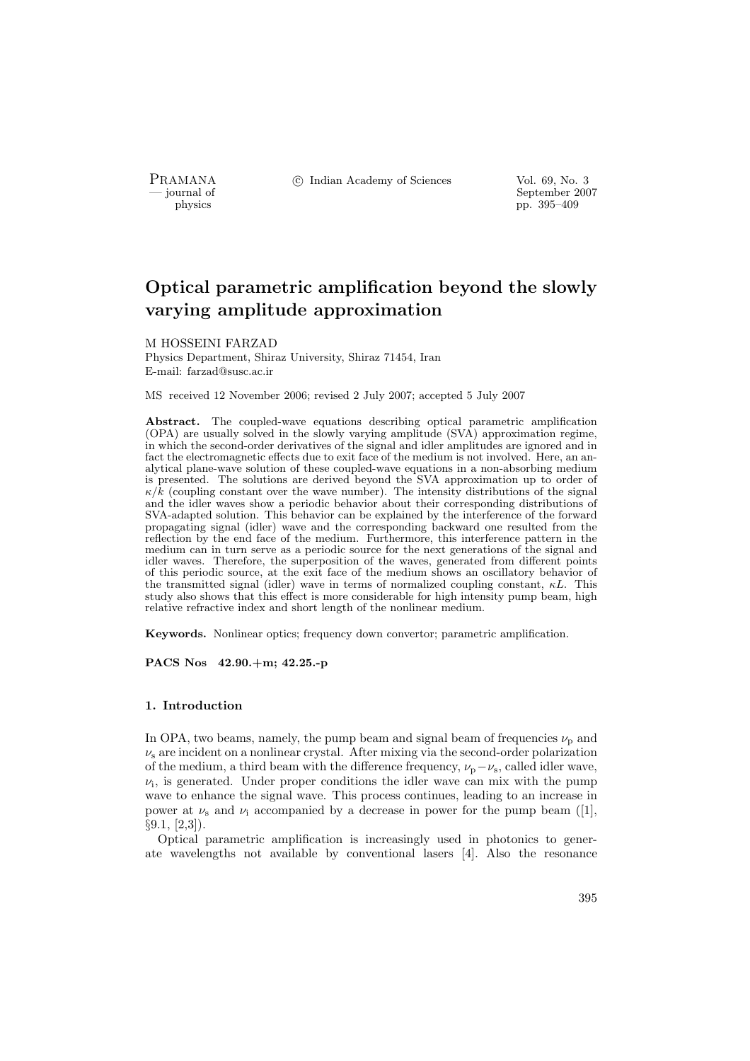# Optical parametric amplification beyond the slowly varying amplitude approximation

M HOSSEINI FARZAD

Physics Department, Shiraz University, Shiraz 71454, Iran

E-mail: farzad@susc.ac.ir

MS received 12 November 2006; revised 2 July 2007; accepted 5 July 2007

**Abstract.** The coupled-wave equations describing optical parametric amplification (OPA) are usually solved in the slowly varying amplitude (SVA) approximation regime, in which the second-order derivatives of the signal and idler amplitudes are ignored and in fact the electromagnetic effects due to exit face of the medium is not involved. Here, an analytical plane-wave solution of these coupled-wave equations in a non-absorbing medium is presented. The solutions are derived beyond the SVA approximation up to order of $\kappa/k$ (coupling constant over the wave number). The intensity distributions of the signal and the idler waves show a periodic behavior about their corresponding distributions of SVA-adapted solution. This behavior can be explained by the interference of the forward propagating signal (idler) wave and the corresponding backward one resulted from the reflection by the end face of the medium. Furthermore, this interference pattern in the medium can in turn serve as a periodic source for the next generations of the signal and idler waves. Therefore, the superposition of the waves, generated from different points of this periodic source, at the exit face of the medium shows an oscillatory behavior of the transmitted signal (idler) wave in terms of normalized coupling constant, $\kappa L$. This study also shows that this effect is more considerable for high intensity pump beam, high relative refractive index and short length of the nonlinear medium.

**Keywords.** Nonlinear optics; frequency down convertor; parametric amplification.

**PACS Nos 42.90.+m; 42.25.-p**

## 1. Introduction

In OPA, two beams, namely, the pump beam and signal beam of frequencies $\nu_{\rm p}$ and $\nu_{\rm s}$ are incident on a nonlinear crystal. After mixing via the second-order polarization of the medium, a third beam with the difference frequency, $\nu_{\rm p}-\nu_{\rm s}$, called idler wave, $\nu_{\rm i}$, is generated. Under proper conditions the idler wave can mix with the pump wave to enhance the signal wave. This process continues, leading to an increase in power at $\nu_{\rm s}$ and $\nu_{\rm i}$ accompanied by a decrease in power for the pump beam ([1], §9.1, [2,3]).

Optical parametric amplification is increasingly used in photonics to generate wavelengths not available by conventional lasers [4]. Also the resonance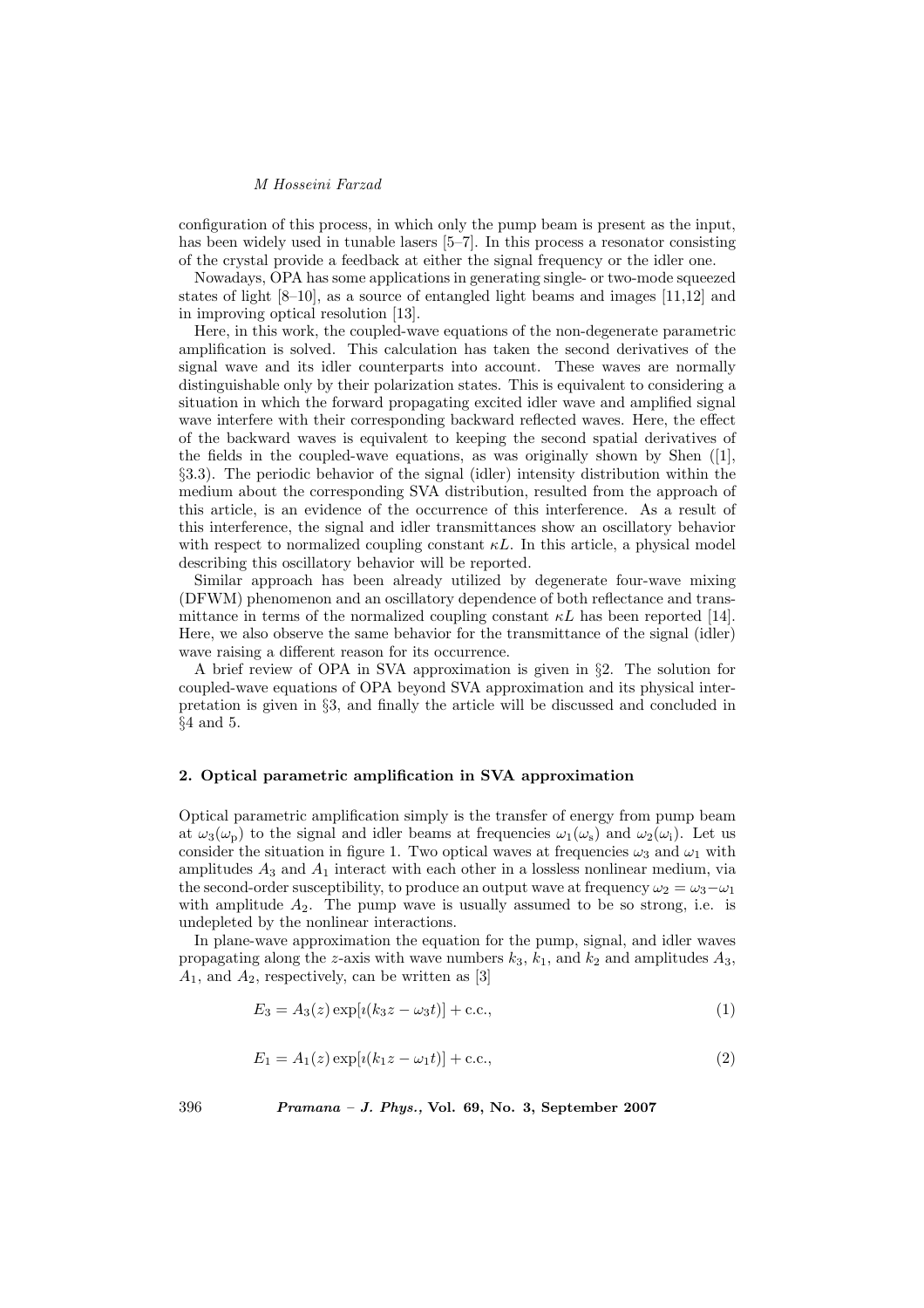configuration of this process, in which only the pump beam is present as the input, has been widely used in tunable lasers [5–7]. In this process a resonator consisting of the crystal provide a feedback at either the signal frequency or the idler one.

Nowadays, OPA has some applications in generating single- or two-mode squeezed states of light [8–10], as a source of entangled light beams and images [11,12] and in improving optical resolution [13].

Here, in this work, the coupled-wave equations of the non-degenerate parametric amplification is solved. This calculation has taken the second derivatives of the signal wave and its idler counterparts into account. These waves are normally distinguishable only by their polarization states. This is equivalent to considering a situation in which the forward propagating excited idler wave and amplified signal wave interfere with their corresponding backward reflected waves. Here, the effect of the backward waves is equivalent to keeping the second spatial derivatives of the fields in the coupled-wave equations, as was originally shown by Shen ([1], §3.3). The periodic behavior of the signal (idler) intensity distribution within the medium about the corresponding SVA distribution, resulted from the approach of this article, is an evidence of the occurrence of this interference. As a result of this interference, the signal and idler transmittances show an oscillatory behavior with respect to normalized coupling constant $\kappa L$. In this article, a physical model describing this oscillatory behavior will be reported.

Similar approach has been already utilized by degenerate four-wave mixing (DFWM) phenomenon and an oscillatory dependence of both reflectance and transmittance in terms of the normalized coupling constant $\kappa L$ has been reported [14]. Here, we also observe the same behavior for the transmittance of the signal (idler) wave raising a different reason for its occurrence.

A brief review of OPA in SVA approximation is given in §2. The solution for coupled-wave equations of OPA beyond SVA approximation and its physical interpretation is given in §3, and finally the article will be discussed and concluded in §4 and 5.

## 2. Optical parametric amplification in SVA approximation

Optical parametric amplification simply is the transfer of energy from pump beam at $\omega_3(\omega_p)$ to the signal and idler beams at frequencies $\omega_1(\omega_s)$ and $\omega_2(\omega_i)$. Let us consider the situation in figure 1. Two optical waves at frequencies $\omega_3$ and $\omega_1$ with amplitudes $A_3$ and $A_1$ interact with each other in a lossless nonlinear medium, via the second-order susceptibility, to produce an output wave at frequency $\omega_2 = \omega_3 - \omega_1$ with amplitude $A_2$. The pump wave is usually assumed to be so strong, i.e. is undepleted by the nonlinear interactions.

In plane-wave approximation the equation for the pump, signal, and idler waves propagating along the $z$-axis with wave numbers $k_3$, $k_1$, and $k_2$ and amplitudes $A_3$, $A_1$, and $A_2$, respectively, can be written as [3]

$$E_3 = A_3(z) \exp[\imath(k_3 z - \omega_3 t)] + \text{c.c.}, \tag{1}$$

$$E_1 = A_1(z) \exp[\imath(k_1 z - \omega_1 t)] + \text{c.c.}, \tag{2}$$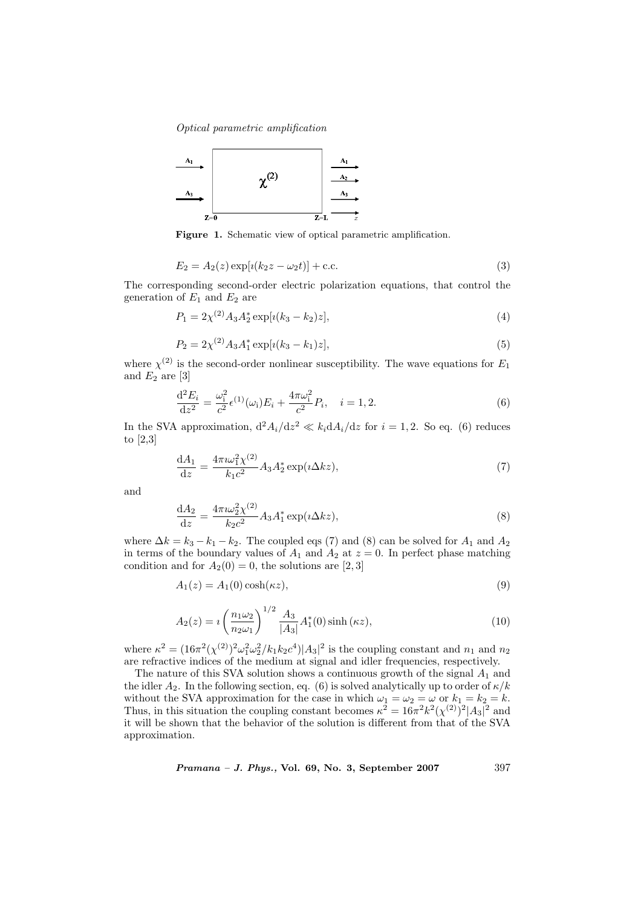Figure 1. Schematic view of optical parametric amplification.

$$E_2 = A_2(z)\exp[\imath(k_2 z - \omega_2 t)] + \text{c.c.} \tag{3}$$

The corresponding second-order electric polarization equations, that control the generation of $E_1$ and $E_2$ are

$$P_1 = 2\chi^{(2)} A_3 A_2^* \exp[\imath(k_3 - k_2)z], \tag{4}$$

$$P_2 = 2\chi^{(2)} A_3 A_1^* \exp[\imath(k_3 - k_1)z], \tag{5}$$

where $\chi^{(2)}$ is the second-order nonlinear susceptibility. The wave equations for $E_1$ and $E_2$ are [3]

$$\frac{\mathrm{d}^2 E_i}{\mathrm{d}z^2} = \frac{\omega_i^2}{c^2}\epsilon^{(1)}(\omega_i)E_i + \frac{4\pi\omega_i^2}{c^2}P_i, \quad i = 1, 2. \tag{6}$$

In the SVA approximation, $\mathrm{d}^2 A_i/\mathrm{d}z^2 \ll k_i \mathrm{d}A_i/\mathrm{d}z$ for $i = 1, 2$. So eq. (6) reduces to [2,3]

$$\frac{\mathrm{d}A_1}{\mathrm{d}z} = \frac{4\pi\imath\omega_1^2\chi^{(2)}}{k_1 c^2} A_3 A_2^* \exp(\imath\Delta k z), \tag{7}$$

and

$$\frac{\mathrm{d}A_2}{\mathrm{d}z} = \frac{4\pi\imath\omega_2^2\chi^{(2)}}{k_2 c^2} A_3 A_1^* \exp(\imath\Delta k z), \tag{8}$$

where $\Delta k = k_3 - k_1 - k_2$. The coupled eqs (7) and (8) can be solved for $A_1$ and $A_2$ in terms of the boundary values of $A_1$ and $A_2$ at $z = 0$. In perfect phase matching condition and for $A_2(0) = 0$, the solutions are [2, 3]

$$A_1(z) = A_1(0)\cosh(\kappa z), \tag{9}$$

$$A_2(z) = \imath\left(\frac{n_1\omega_2}{n_2\omega_1}\right)^{1/2} \frac{A_3}{|A_3|} A_1^*(0)\sinh(\kappa z), \tag{10}$$

where $\kappa^2 = (16\pi^2(\chi^{(2)})^2\omega_1^2\omega_2^2/k_1 k_2 c^4)|A_3|^2$ is the coupling constant and $n_1$ and $n_2$ are refractive indices of the medium at signal and idler frequencies, respectively.

The nature of this SVA solution shows a continuous growth of the signal $A_1$ and the idler $A_2$. In the following section, eq. (6) is solved analytically up to order of $\kappa/k$ without the SVA approximation for the case in which $\omega_1 = \omega_2 = \omega$ or $k_1 = k_2 = k$. Thus, in this situation the coupling constant becomes $\kappa^2 = 16\pi^2 k^2(\chi^{(2)})^2|A_3|^2$ and it will be shown that the behavior of the solution is different from that of the SVA approximation.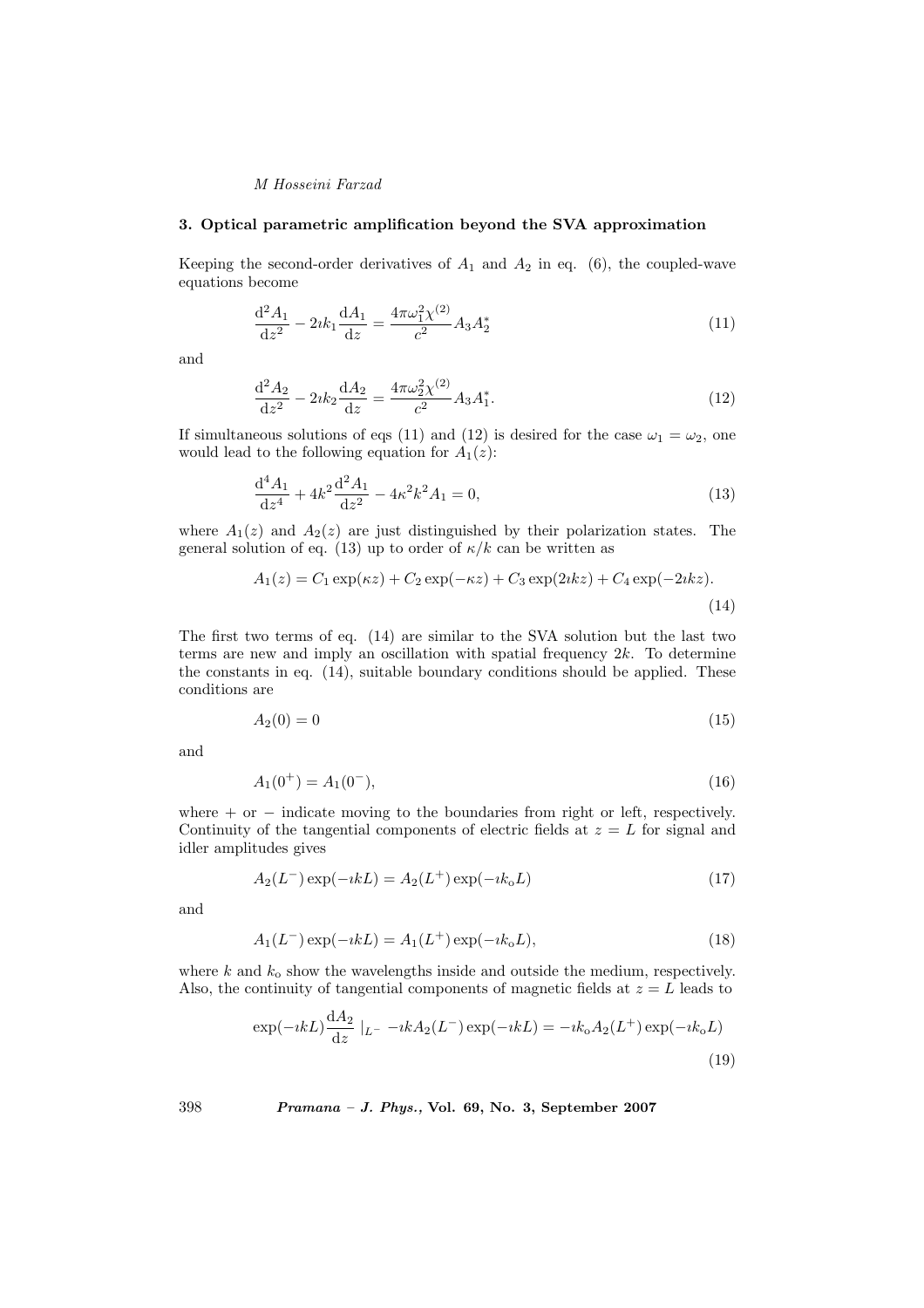## 3. Optical parametric amplification beyond the SVA approximation

Keeping the second-order derivatives of $A_1$ and $A_2$ in eq. (6), the coupled-wave equations become

$$\frac{\mathrm{d}^2 A_1}{\mathrm{d}z^2} - 2\imath k_1 \frac{\mathrm{d}A_1}{\mathrm{d}z} = \frac{4\pi\omega_1^2\chi^{(2)}}{c^2} A_3 A_2^* \tag{11}$$

and

$$\frac{\mathrm{d}^2 A_2}{\mathrm{d}z^2} - 2\imath k_2 \frac{\mathrm{d}A_2}{\mathrm{d}z} = \frac{4\pi\omega_2^2\chi^{(2)}}{c^2} A_3 A_1^*. \tag{12}$$

If simultaneous solutions of eqs (11) and (12) is desired for the case $\omega_1 = \omega_2$, one would lead to the following equation for $A_1(z)$:

$$\frac{\mathrm{d}^4 A_1}{\mathrm{d}z^4} + 4k^2 \frac{\mathrm{d}^2 A_1}{\mathrm{d}z^2} - 4\kappa^2 k^2 A_1 = 0, \tag{13}$$

where $A_1(z)$ and $A_2(z)$ are just distinguished by their polarization states. The general solution of eq. (13) up to order of $\kappa/k$ can be written as

$$A_1(z) = C_1 \exp(\kappa z) + C_2 \exp(-\kappa z) + C_3 \exp(2\imath kz) + C_4 \exp(-2\imath kz). \tag{14}$$

The first two terms of eq. (14) are similar to the SVA solution but the last two terms are new and imply an oscillation with spatial frequency $2k$. To determine the constants in eq. (14), suitable boundary conditions should be applied. These conditions are

$$A_2(0) = 0 \tag{15}$$

and

$$A_1(0^+) = A_1(0^-), \tag{16}$$

where + or − indicate moving to the boundaries from right or left, respectively. Continuity of the tangential components of electric fields at $z = L$ for signal and idler amplitudes gives

$$A_2(L^-) \exp(-\imath kL) = A_2(L^+) \exp(-\imath k_\mathrm{o} L) \tag{17}$$

and

$$A_1(L^-) \exp(-\imath kL) = A_1(L^+) \exp(-\imath k_\mathrm{o} L), \tag{18}$$

where $k$ and $k_\mathrm{o}$ show the wavelengths inside and outside the medium, respectively. Also, the continuity of tangential components of magnetic fields at $z = L$ leads to

$$\exp(-\imath kL) \frac{\mathrm{d}A_2}{\mathrm{d}z} \Big|_{L^-} - \imath k A_2(L^-) \exp(-\imath kL) = -\imath k_\mathrm{o} A_2(L^+) \exp(-\imath k_\mathrm{o} L) \tag{19}$$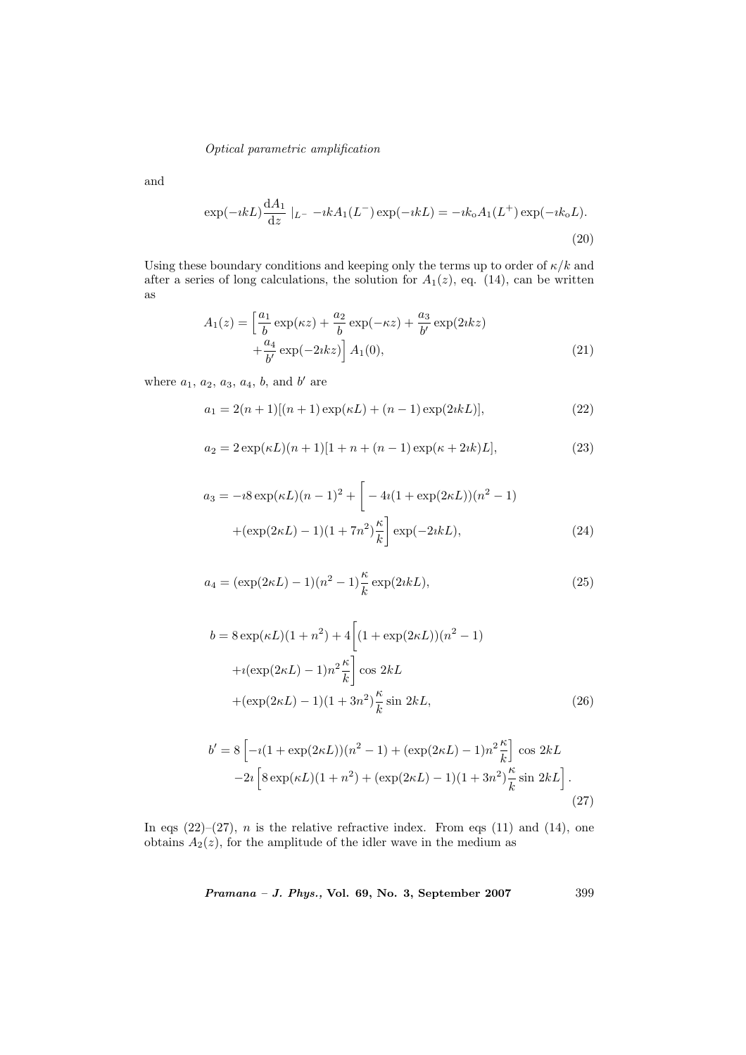and

$$\exp(-\imath kL)\frac{\mathrm{d}A_1}{\mathrm{d}z}\mid_{L^-} -\imath kA_1(L^-)\exp(-\imath kL) = -\imath k_{\mathrm{o}}A_1(L^+)\exp(-\imath k_{\mathrm{o}}L). \tag{20}$$

Using these boundary conditions and keeping only the terms up to order of $\kappa/k$ and after a series of long calculations, the solution for $A_1(z)$, eq. (14), can be written as

$$A_1(z) = \Big[\frac{a_1}{b}\exp(\kappa z) + \frac{a_2}{b}\exp(-\kappa z) + \frac{a_3}{b'}\exp(2\imath kz) + \frac{a_4}{b'}\exp(-2\imath kz)\Big]A_1(0), \tag{21}$$

where $a_1$, $a_2$, $a_3$, $a_4$, $b$, and $b'$ are

$$a_1 = 2(n+1)[(n+1)\exp(\kappa L) + (n-1)\exp(2\imath kL)], \tag{22}$$

$$a_2 = 2\exp(\kappa L)(n+1)[1 + n + (n-1)\exp(\kappa + 2\imath k)L], \tag{23}$$

$$a_3 = -\imath 8\exp(\kappa L)(n-1)^2 + \bigg[-4\imath(1+\exp(2\kappa L))(n^2-1) + (\exp(2\kappa L)-1)(1+7n^2)\frac{\kappa}{k}\bigg]\exp(-2\imath kL), \tag{24}$$

$$a_4 = (\exp(2\kappa L)-1)(n^2-1)\frac{\kappa}{k}\exp(2\imath kL), \tag{25}$$

$$b = 8\exp(\kappa L)(1+n^2) + 4\bigg[(1+\exp(2\kappa L))(n^2-1) + \imath(\exp(2\kappa L)-1)n^2\frac{\kappa}{k}\bigg]\cos 2kL + (\exp(2\kappa L)-1)(1+3n^2)\frac{\kappa}{k}\sin 2kL, \tag{26}$$

$$b' = 8\left[-\imath(1+\exp(2\kappa L))(n^2-1) + (\exp(2\kappa L)-1)n^2\frac{\kappa}{k}\right]\cos 2kL - 2\imath\left[8\exp(\kappa L)(1+n^2) + (\exp(2\kappa L)-1)(1+3n^2)\frac{\kappa}{k}\sin 2kL\right]. \tag{27}$$

In eqs (22)–(27), $n$ is the relative refractive index. From eqs (11) and (14), one obtains $A_2(z)$, for the amplitude of the idler wave in the medium as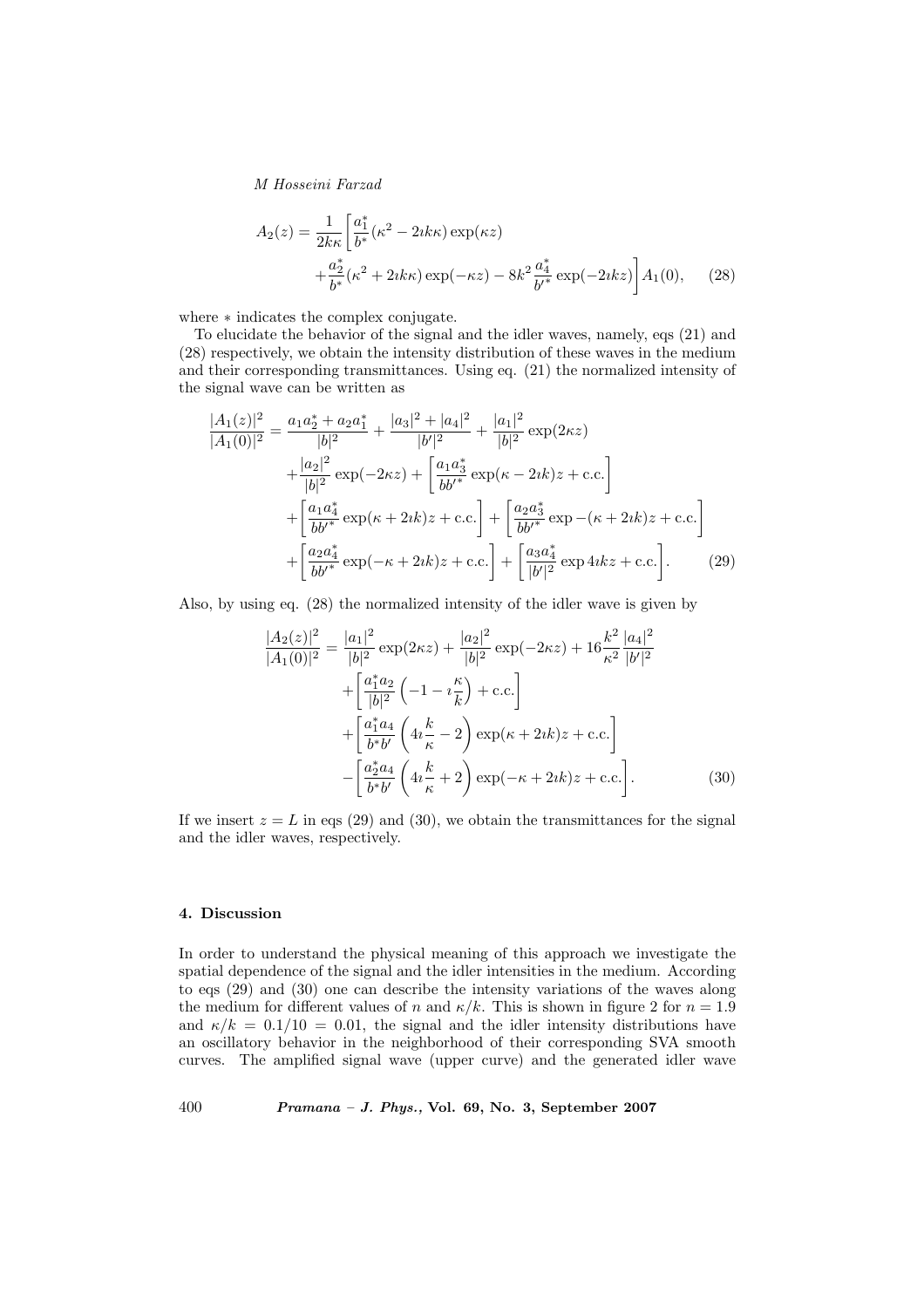$$A_2(z) = \frac{1}{2k\kappa}\left[\frac{a_1^*}{b^*}(\kappa^2 - 2\imath k\kappa)\exp(\kappa z) + \frac{a_2^*}{b^*}(\kappa^2 + 2\imath k\kappa)\exp(-\kappa z) - 8k^2\frac{a_4^*}{b'^*}\exp(-2\imath kz)\right]A_1(0), \quad (28)$$

where $*$ indicates the complex conjugate.

To elucidate the behavior of the signal and the idler waves, namely, eqs (21) and (28) respectively, we obtain the intensity distribution of these waves in the medium and their corresponding transmittances. Using eq. (21) the normalized intensity of the signal wave can be written as

$$\begin{aligned}\frac{|A_1(z)|^2}{|A_1(0)|^2} &= \frac{a_1a_2^* + a_2a_1^*}{|b|^2} + \frac{|a_3|^2 + |a_4|^2}{|b'|^2} + \frac{|a_1|^2}{|b|^2}\exp(2\kappa z) \\ &+ \frac{|a_2|^2}{|b|^2}\exp(-2\kappa z) + \left[\frac{a_1a_3^*}{bb'^*}\exp(\kappa - 2\imath k)z + \text{c.c.}\right] \\ &+ \left[\frac{a_1a_4^*}{bb'^*}\exp(\kappa + 2\imath k)z + \text{c.c.}\right] + \left[\frac{a_2a_3^*}{bb'^*}\exp-(\kappa + 2\imath k)z + \text{c.c.}\right] \\ &+ \left[\frac{a_2a_4^*}{bb'^*}\exp(-\kappa + 2\imath k)z + \text{c.c.}\right] + \left[\frac{a_3a_4^*}{|b'|^2}\exp 4\imath kz + \text{c.c.}\right]. \quad (29)\end{aligned}$$

Also, by using eq. (28) the normalized intensity of the idler wave is given by

$$\begin{aligned}\frac{|A_2(z)|^2}{|A_1(0)|^2} &= \frac{|a_1|^2}{|b|^2}\exp(2\kappa z) + \frac{|a_2|^2}{|b|^2}\exp(-2\kappa z) + 16\frac{k^2}{\kappa^2}\frac{|a_4|^2}{|b'|^2} \\ &+ \left[\frac{a_1^*a_2}{|b|^2}\left(-1 - \imath\frac{\kappa}{k}\right) + \text{c.c.}\right] \\ &+ \left[\frac{a_1^*a_4}{b^*b'}\left(4\imath\frac{k}{\kappa} - 2\right)\exp(\kappa + 2\imath k)z + \text{c.c.}\right] \\ &- \left[\frac{a_2^*a_4}{b^*b'}\left(4\imath\frac{k}{\kappa} + 2\right)\exp(-\kappa + 2\imath k)z + \text{c.c.}\right]. \quad (30)\end{aligned}$$

If we insert $z = L$ in eqs (29) and (30), we obtain the transmittances for the signal and the idler waves, respectively.

## 4. Discussion

In order to understand the physical meaning of this approach we investigate the spatial dependence of the signal and the idler intensities in the medium. According to eqs (29) and (30) one can describe the intensity variations of the waves along the medium for different values of $n$ and $\kappa/k$. This is shown in figure 2 for $n = 1.9$ and $\kappa/k = 0.1/10 = 0.01$, the signal and the idler intensity distributions have an oscillatory behavior in the neighborhood of their corresponding SVA smooth curves. The amplified signal wave (upper curve) and the generated idler wave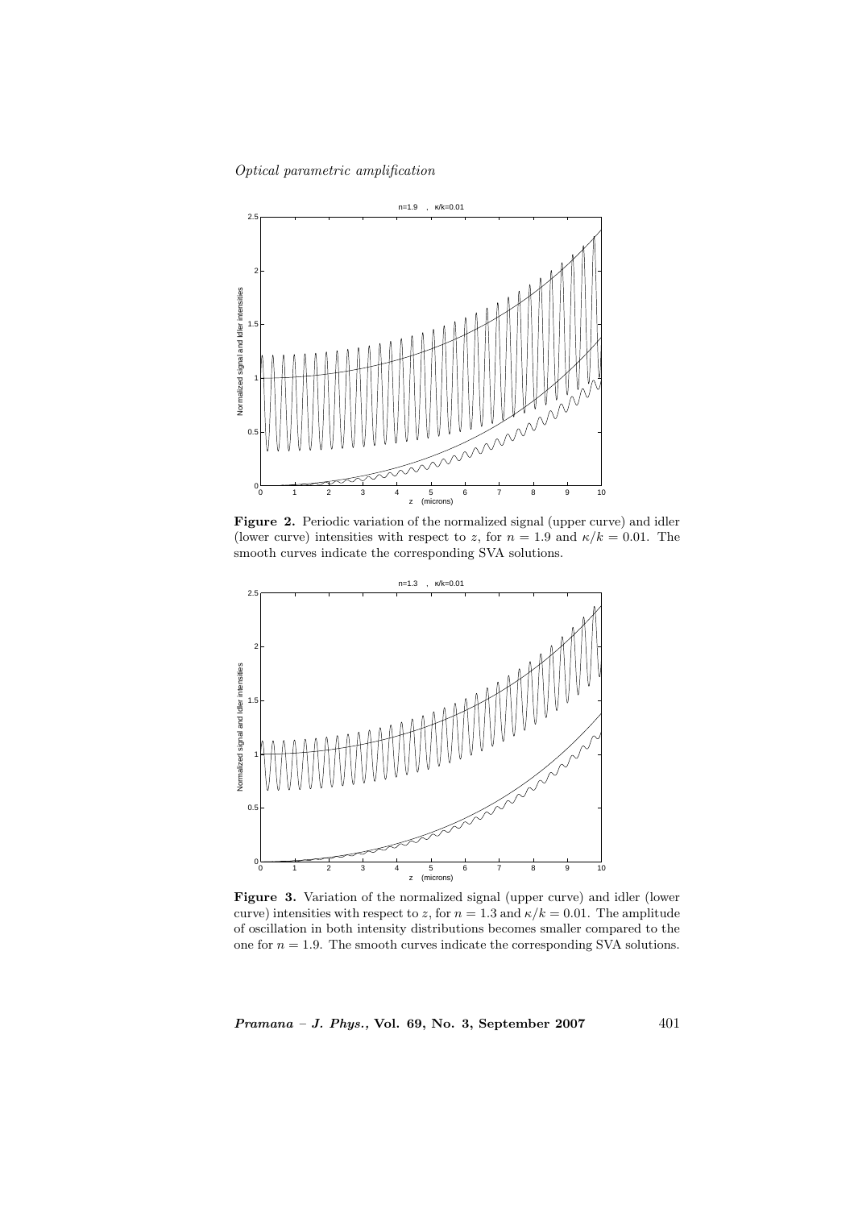**Figure 2.** Periodic variation of the normalized signal (upper curve) and idler (lower curve) intensities with respect to $z$, for $n = 1.9$ and $\kappa/k = 0.01$. The smooth curves indicate the corresponding SVA solutions.

**Figure 3.** Variation of the normalized signal (upper curve) and idler (lower curve) intensities with respect to $z$, for $n = 1.3$ and $\kappa/k = 0.01$. The amplitude of oscillation in both intensity distributions becomes smaller compared to the one for $n = 1.9$. The smooth curves indicate the corresponding SVA solutions.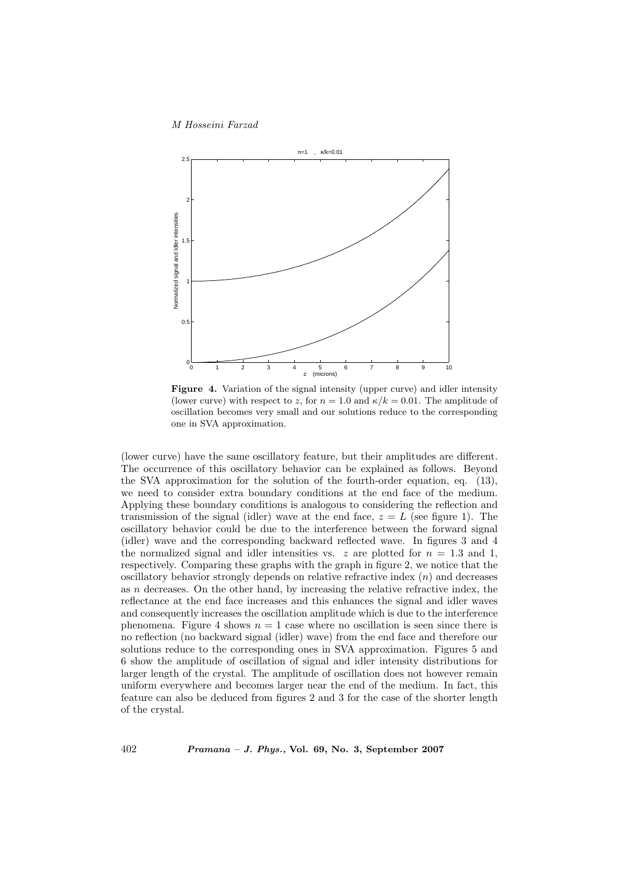**Figure 4.** Variation of the signal intensity (upper curve) and idler intensity (lower curve) with respect to $z$, for $n = 1.0$ and $\kappa/k = 0.01$. The amplitude of oscillation becomes very small and our solutions reduce to the corresponding one in SVA approximation.

(lower curve) have the same oscillatory feature, but their amplitudes are different. The occurrence of this oscillatory behavior can be explained as follows. Beyond the SVA approximation for the solution of the fourth-order equation, eq. (13), we need to consider extra boundary conditions at the end face of the medium. Applying these boundary conditions is analogous to considering the reflection and transmission of the signal (idler) wave at the end face, $z = L$ (see figure 1). The oscillatory behavior could be due to the interference between the forward signal (idler) wave and the corresponding backward reflected wave. In figures 3 and 4 the normalized signal and idler intensities vs. $z$ are plotted for $n = 1.3$ and 1, respectively. Comparing these graphs with the graph in figure 2, we notice that the oscillatory behavior strongly depends on relative refractive index ($n$) and decreases as $n$ decreases. On the other hand, by increasing the relative refractive index, the reflectance at the end face increases and this enhances the signal and idler waves and consequently increases the oscillation amplitude which is due to the interference phenomena. Figure 4 shows $n = 1$ case where no oscillation is seen since there is no reflection (no backward signal (idler) wave) from the end face and therefore our solutions reduce to the corresponding ones in SVA approximation. Figures 5 and 6 show the amplitude of oscillation of signal and idler intensity distributions for larger length of the crystal. The amplitude of oscillation does not however remain uniform everywhere and becomes larger near the end of the medium. In fact, this feature can also be deduced from figures 2 and 3 for the case of the shorter length of the crystal.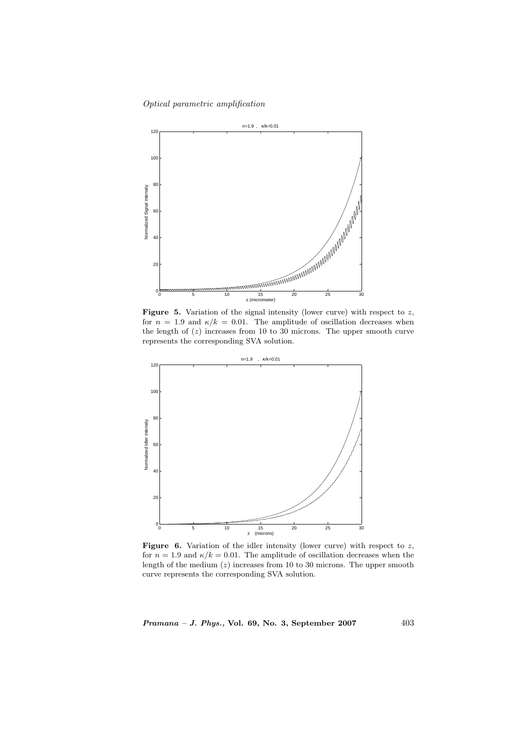**Figure 5.** Variation of the signal intensity (lower curve) with respect to $z$, for $n = 1.9$ and $\kappa/k = 0.01$. The amplitude of oscillation decreases when the length of $(z)$ increases from 10 to 30 microns. The upper smooth curve represents the corresponding SVA solution.

**Figure 6.** Variation of the idler intensity (lower curve) with respect to $z$, for $n = 1.9$ and $\kappa/k = 0.01$. The amplitude of oscillation decreases when the length of the medium $(z)$ increases from 10 to 30 microns. The upper smooth curve represents the corresponding SVA solution.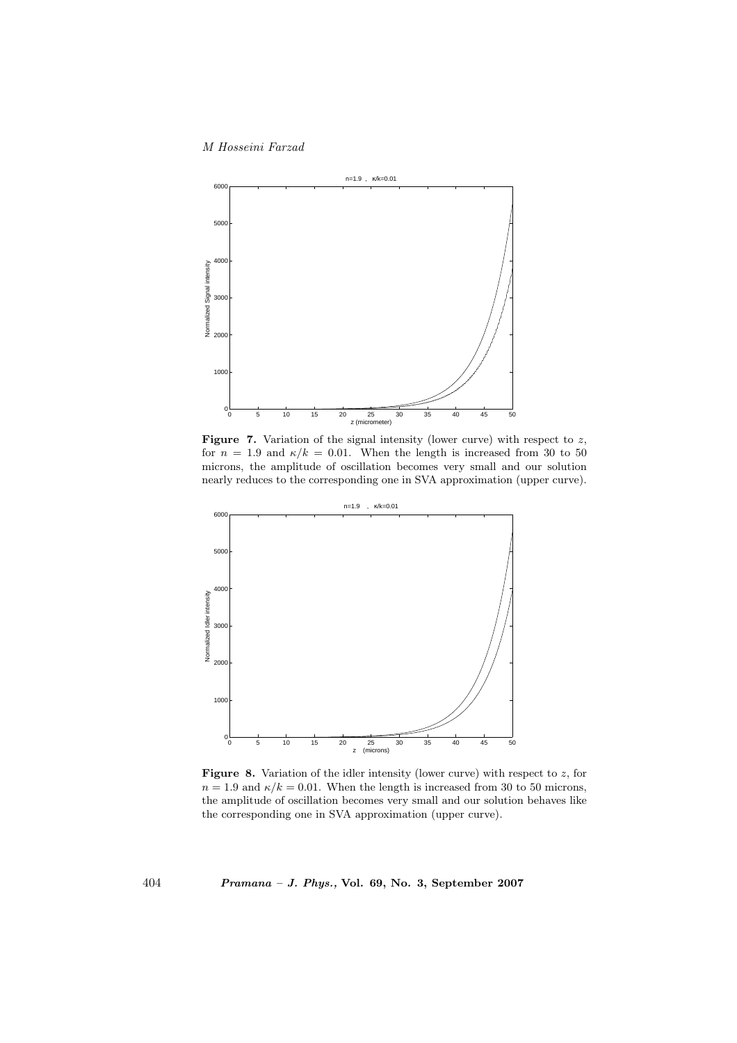**Figure 7.** Variation of the signal intensity (lower curve) with respect to $z$, for $n = 1.9$ and $\kappa/k = 0.01$. When the length is increased from 30 to 50 microns, the amplitude of oscillation becomes very small and our solution nearly reduces to the corresponding one in SVA approximation (upper curve).

**Figure 8.** Variation of the idler intensity (lower curve) with respect to $z$, for $n = 1.9$ and $\kappa/k = 0.01$. When the length is increased from 30 to 50 microns, the amplitude of oscillation becomes very small and our solution behaves like the corresponding one in SVA approximation (upper curve).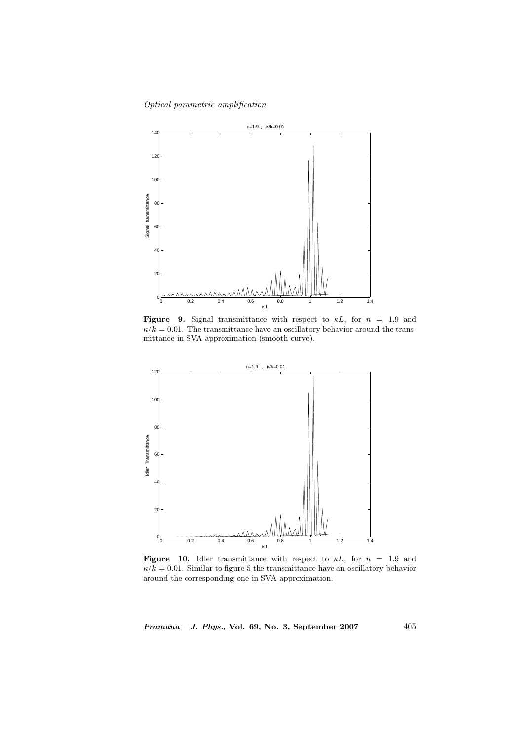**Figure 9.** Signal transmittance with respect to $\kappa L$, for $n = 1.9$ and $\kappa/k = 0.01$. The transmittance have an oscillatory behavior around the transmittance in SVA approximation (smooth curve).

**Figure 10.** Idler transmittance with respect to $\kappa L$, for $n = 1.9$ and $\kappa/k = 0.01$. Similar to figure 5 the transmittance have an oscillatory behavior around the corresponding one in SVA approximation.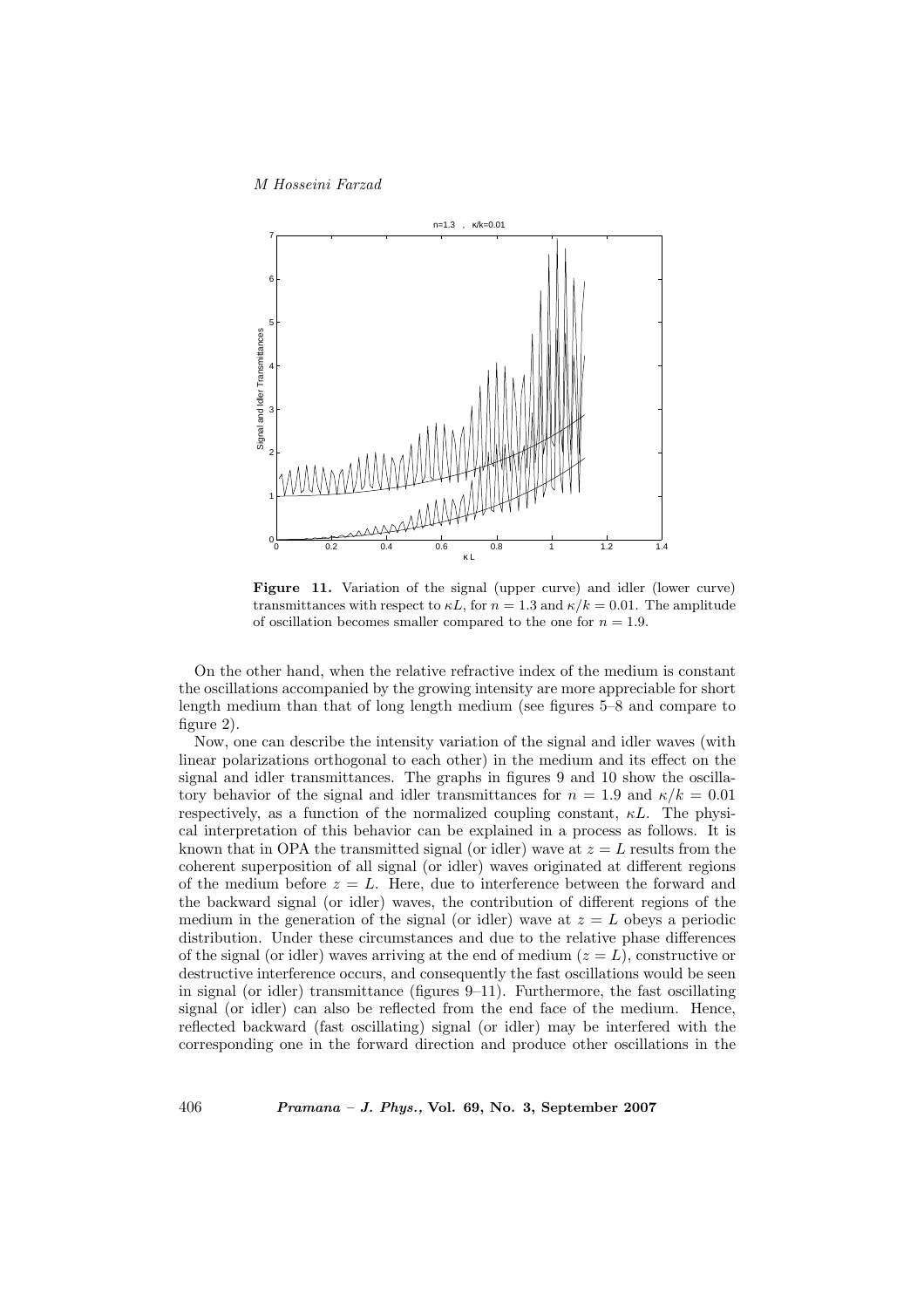**Figure 11.** Variation of the signal (upper curve) and idler (lower curve) transmittances with respect to $\kappa L$, for $n = 1.3$ and $\kappa/k = 0.01$. The amplitude of oscillation becomes smaller compared to the one for $n = 1.9$.

On the other hand, when the relative refractive index of the medium is constant the oscillations accompanied by the growing intensity are more appreciable for short length medium than that of long length medium (see figures 5–8 and compare to figure 2).

Now, one can describe the intensity variation of the signal and idler waves (with linear polarizations orthogonal to each other) in the medium and its effect on the signal and idler transmittances. The graphs in figures 9 and 10 show the oscillatory behavior of the signal and idler transmittances for $n = 1.9$ and $\kappa/k = 0.01$ respectively, as a function of the normalized coupling constant, $\kappa L$. The physical interpretation of this behavior can be explained in a process as follows. It is known that in OPA the transmitted signal (or idler) wave at $z = L$ results from the coherent superposition of all signal (or idler) waves originated at different regions of the medium before $z = L$. Here, due to interference between the forward and the backward signal (or idler) waves, the contribution of different regions of the medium in the generation of the signal (or idler) wave at $z = L$ obeys a periodic distribution. Under these circumstances and due to the relative phase differences of the signal (or idler) waves arriving at the end of medium ($z = L$), constructive or destructive interference occurs, and consequently the fast oscillations would be seen in signal (or idler) transmittance (figures 9–11). Furthermore, the fast oscillating signal (or idler) can also be reflected from the end face of the medium. Hence, reflected backward (fast oscillating) signal (or idler) may be interfered with the corresponding one in the forward direction and produce other oscillations in the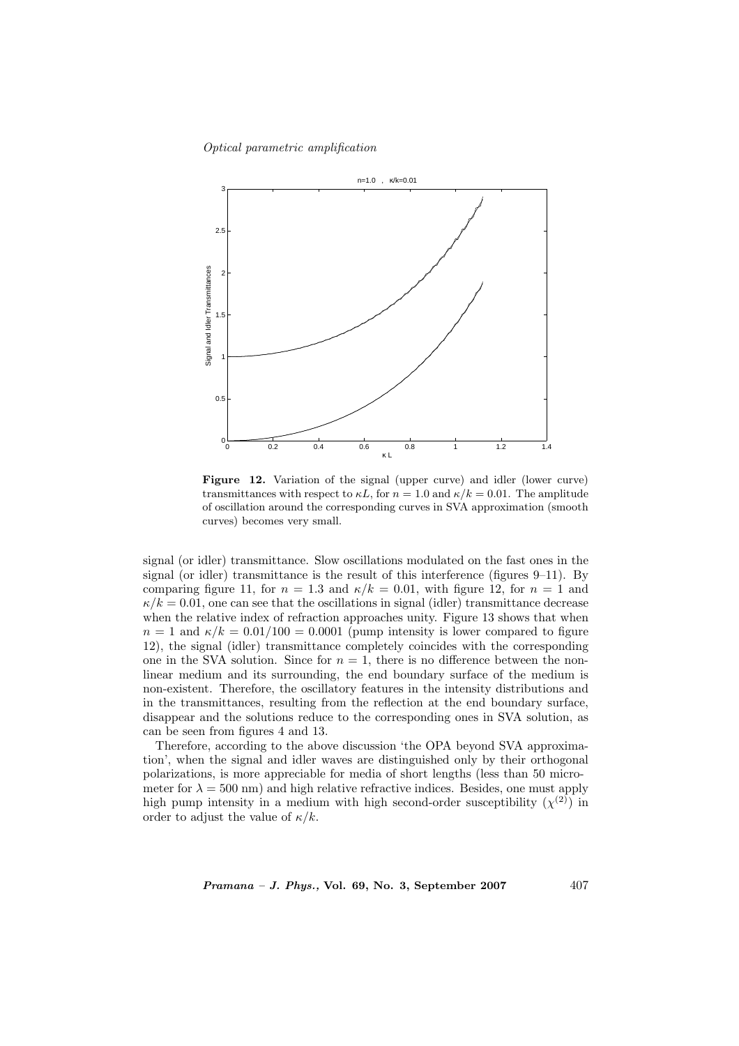**Figure 12.** Variation of the signal (upper curve) and idler (lower curve) transmittances with respect to $\kappa L$, for $n = 1.0$ and $\kappa/k = 0.01$. The amplitude of oscillation around the corresponding curves in SVA approximation (smooth curves) becomes very small.

signal (or idler) transmittance. Slow oscillations modulated on the fast ones in the signal (or idler) transmittance is the result of this interference (figures 9–11). By comparing figure 11, for $n = 1.3$ and $\kappa/k = 0.01$, with figure 12, for $n = 1$ and $\kappa/k = 0.01$, one can see that the oscillations in signal (idler) transmittance decrease when the relative index of refraction approaches unity. Figure 13 shows that when $n = 1$ and $\kappa/k = 0.01/100 = 0.0001$ (pump intensity is lower compared to figure 12), the signal (idler) transmittance completely coincides with the corresponding one in the SVA solution. Since for $n = 1$, there is no difference between the nonlinear medium and its surrounding, the end boundary surface of the medium is non-existent. Therefore, the oscillatory features in the intensity distributions and in the transmittances, resulting from the reflection at the end boundary surface, disappear and the solutions reduce to the corresponding ones in SVA solution, as can be seen from figures 4 and 13.

Therefore, according to the above discussion 'the OPA beyond SVA approximation', when the signal and idler waves are distinguished only by their orthogonal polarizations, is more appreciable for media of short lengths (less than 50 micrometer for $\lambda = 500$ nm) and high relative refractive indices. Besides, one must apply high pump intensity in a medium with high second-order susceptibility ($\chi^{(2)}$) in order to adjust the value of $\kappa/k$.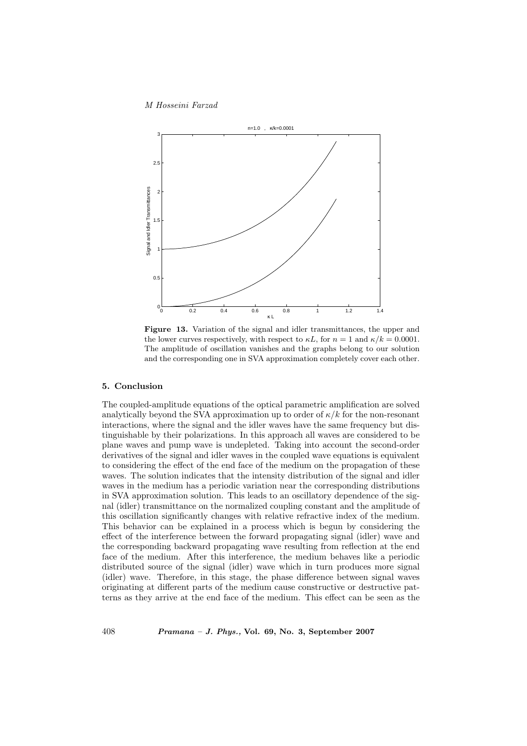**Figure 13.** Variation of the signal and idler transmittances, the upper and the lower curves respectively, with respect to $\kappa L$, for $n = 1$ and $\kappa/k = 0.0001$. The amplitude of oscillation vanishes and the graphs belong to our solution and the corresponding one in SVA approximation completely cover each other.

## 5. Conclusion

The coupled-amplitude equations of the optical parametric amplification are solved analytically beyond the SVA approximation up to order of $\kappa/k$ for the non-resonant interactions, where the signal and the idler waves have the same frequency but distinguishable by their polarizations. In this approach all waves are considered to be plane waves and pump wave is undepleted. Taking into account the second-order derivatives of the signal and idler waves in the coupled wave equations is equivalent to considering the effect of the end face of the medium on the propagation of these waves. The solution indicates that the intensity distribution of the signal and idler waves in the medium has a periodic variation near the corresponding distributions in SVA approximation solution. This leads to an oscillatory dependence of the signal (idler) transmittance on the normalized coupling constant and the amplitude of this oscillation significantly changes with relative refractive index of the medium. This behavior can be explained in a process which is begun by considering the effect of the interference between the forward propagating signal (idler) wave and the corresponding backward propagating wave resulting from reflection at the end face of the medium. After this interference, the medium behaves like a periodic distributed source of the signal (idler) wave which in turn produces more signal (idler) wave. Therefore, in this stage, the phase difference between signal waves originating at different parts of the medium cause constructive or destructive patterns as they arrive at the end face of the medium. This effect can be seen as the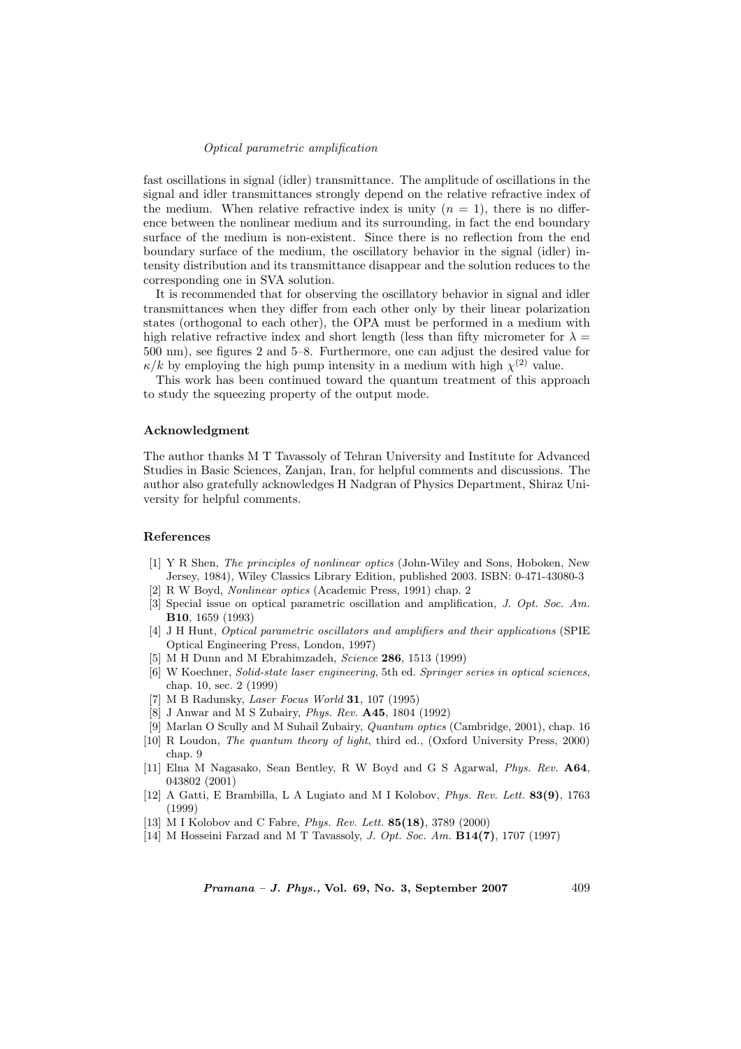fast oscillations in signal (idler) transmittance. The amplitude of oscillations in the signal and idler transmittances strongly depend on the relative refractive index of the medium. When relative refractive index is unity ($n = 1$), there is no difference between the nonlinear medium and its surrounding, in fact the end boundary surface of the medium is non-existent. Since there is no reflection from the end boundary surface of the medium, the oscillatory behavior in the signal (idler) intensity distribution and its transmittance disappear and the solution reduces to the corresponding one in SVA solution.

It is recommended that for observing the oscillatory behavior in signal and idler transmittances when they differ from each other only by their linear polarization states (orthogonal to each other), the OPA must be performed in a medium with high relative refractive index and short length (less than fifty micrometer for $\lambda = 500$ nm), see figures 2 and 5–8. Furthermore, one can adjust the desired value for $\kappa/k$ by employing the high pump intensity in a medium with high $\chi^{(2)}$ value.

This work has been continued toward the quantum treatment of this approach to study the squeezing property of the output mode.

### Acknowledgment

The author thanks M T Tavassoly of Tehran University and Institute for Advanced Studies in Basic Sciences, Zanjan, Iran, for helpful comments and discussions. The author also gratefully acknowledges H Nadgran of Physics Department, Shiraz University for helpful comments.

### References

[1] Y R Shen, *The principles of nonlinear optics* (John-Wiley and Sons, Hoboken, New Jersey, 1984), Wiley Classics Library Edition, published 2003. ISBN: 0-471-43080-3

[2] R W Boyd, *Nonlinear optics* (Academic Press, 1991) chap. 2

[3] Special issue on optical parametric oscillation and amplification, *J. Opt. Soc. Am.* **B10**, 1659 (1993)

[4] J H Hunt, *Optical parametric oscillators and amplifiers and their applications* (SPIE Optical Engineering Press, London, 1997)

[5] M H Dunn and M Ebrahimzadeh, *Science* **286**, 1513 (1999)

[6] W Koechner, *Solid-state laser engineering*, 5th ed. *Springer series in optical sciences*, chap. 10, sec. 2 (1999)

[7] M B Radunsky, *Laser Focus World* **31**, 107 (1995)

[8] J Anwar and M S Zubairy, *Phys. Rev.* **A45**, 1804 (1992)

[9] Marlan O Scully and M Suhail Zubairy, *Quantum optics* (Cambridge, 2001), chap. 16

[10] R Loudon, *The quantum theory of light*, third ed., (Oxford University Press, 2000) chap. 9

[11] Elna M Nagasako, Sean Bentley, R W Boyd and G S Agarwal, *Phys. Rev.* **A64**, 043802 (2001)

[12] A Gatti, E Brambilla, L A Lugiato and M I Kolobov, *Phys. Rev. Lett.* **83(9)**, 1763 (1999)

[13] M I Kolobov and C Fabre, *Phys. Rev. Lett.* **85(18)**, 3789 (2000)

[14] M Hosseini Farzad and M T Tavassoly, *J. Opt. Soc. Am.* **B14(7)**, 1707 (1997)